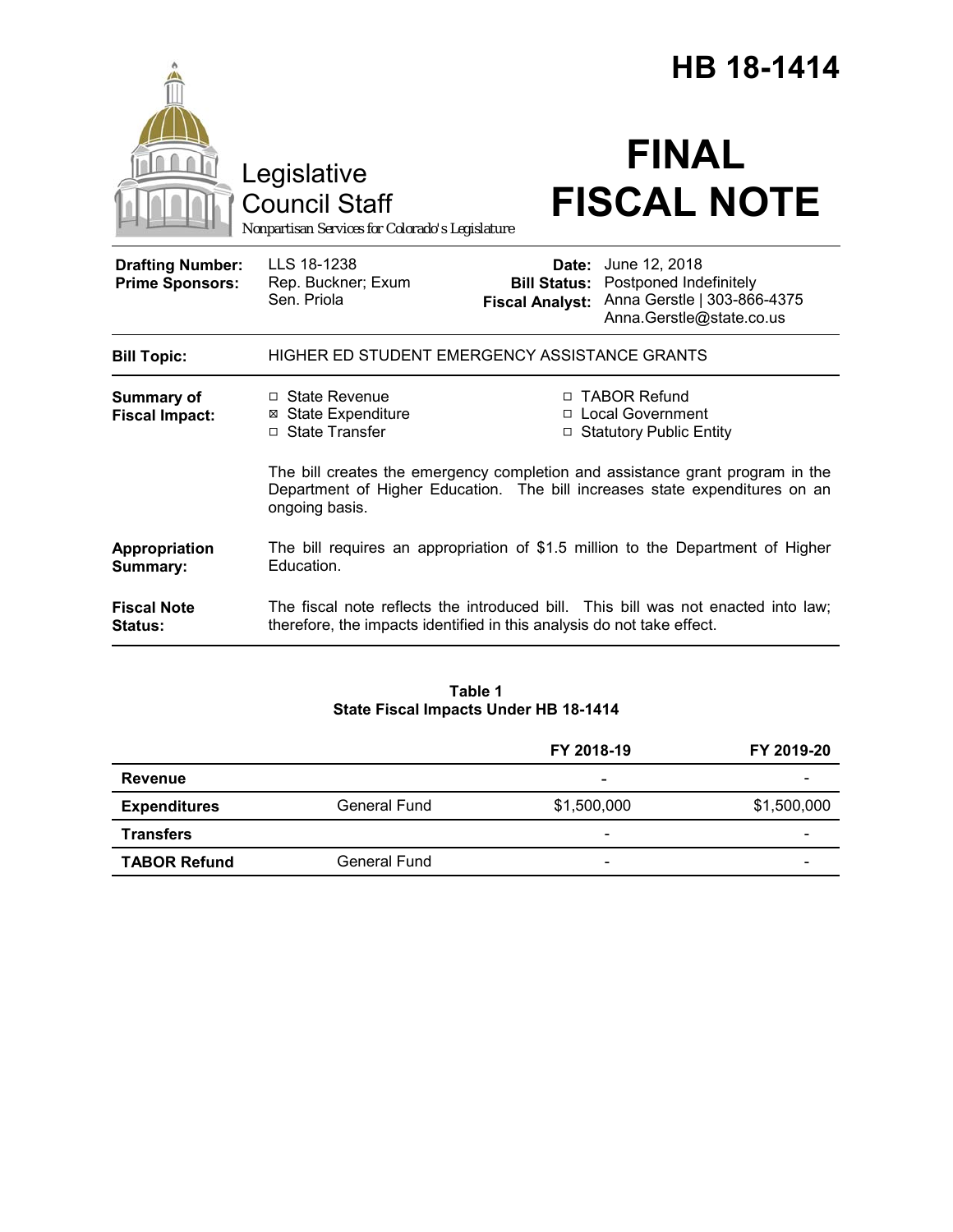# HB 18-1414

Legislative Council Staff

*Nonpartisan Services for Colorado's Legislature*

# FINAL FISCAL NOTE

| | | | |
|---|---|---|---|
| **Drafting Number:** | LLS 18-1238 | **Date:** | June 12, 2018 |
| **Prime Sponsors:** | Rep. Buckner; Exum<br>Sen. Priola | **Bill Status:** | Postponed Indefinitely |
| | | **Fiscal Analyst:** | Anna Gerstle \| 303-866-4375<br>Anna.Gerstle@state.co.us |

**Bill Topic:** HIGHER ED STUDENT EMERGENCY ASSISTANCE GRANTS

**Summary of Fiscal Impact:**

- ☐ State Revenue
- ☒ State Expenditure
- ☐ State Transfer
- ☐ TABOR Refund
- ☐ Local Government
- ☐ Statutory Public Entity

The bill creates the emergency completion and assistance grant program in the Department of Higher Education. The bill increases state expenditures on an ongoing basis.

**Appropriation Summary:** The bill requires an appropriation of $1.5 million to the Department of Higher Education.

**Fiscal Note Status:** The fiscal note reflects the introduced bill. This bill was not enacted into law; therefore, the impacts identified in this analysis do not take effect.

**Table 1**
**State Fiscal Impacts Under HB 18-1414**

| | | FY 2018-19 | FY 2019-20 |
|---|---|---|---|
| **Revenue** | | - | - |
| **Expenditures** | General Fund | $1,500,000 | $1,500,000 |
| **Transfers** | | - | - |
| **TABOR Refund** | General Fund | - | - |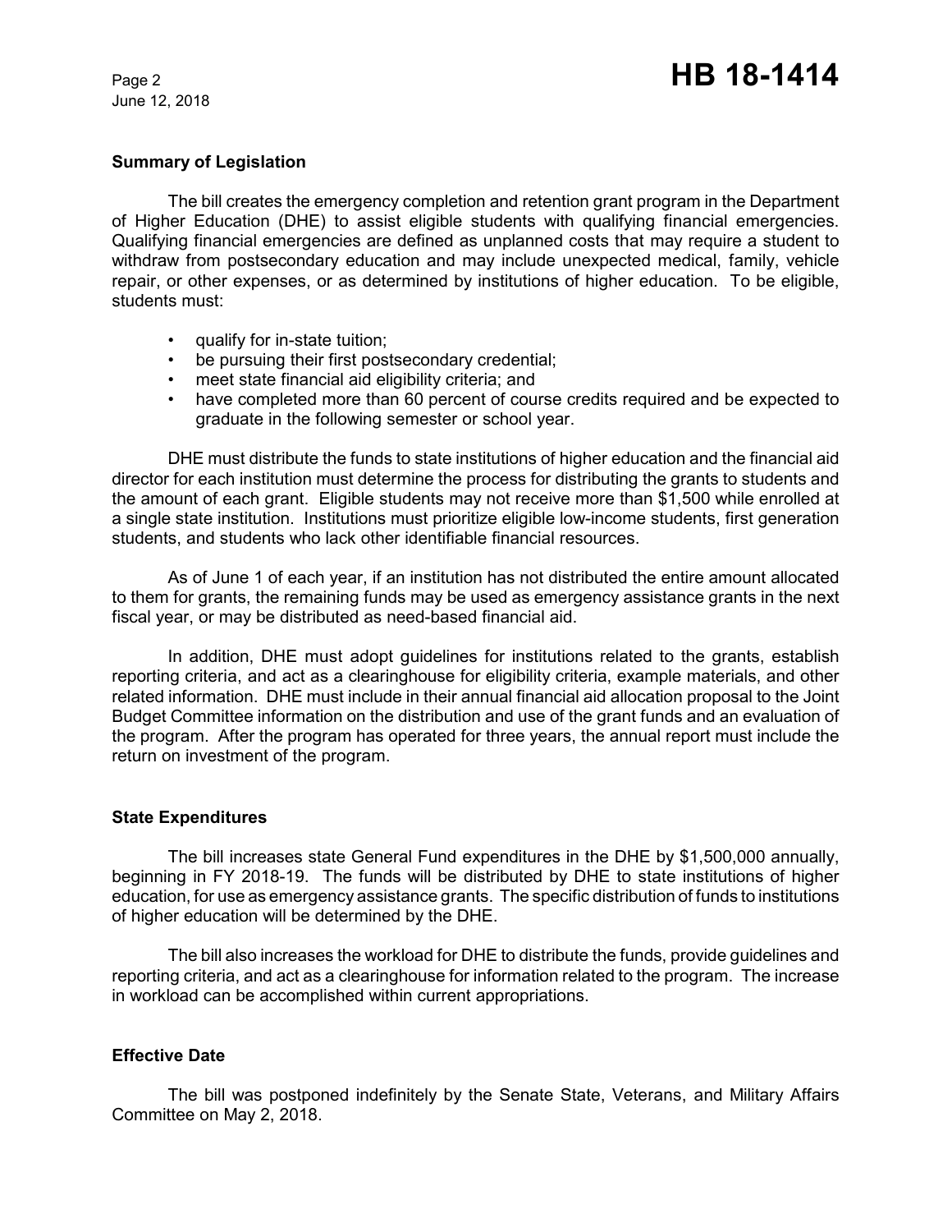## Summary of Legislation

The bill creates the emergency completion and retention grant program in the Department of Higher Education (DHE) to assist eligible students with qualifying financial emergencies. Qualifying financial emergencies are defined as unplanned costs that may require a student to withdraw from postsecondary education and may include unexpected medical, family, vehicle repair, or other expenses, or as determined by institutions of higher education. To be eligible, students must:

- qualify for in-state tuition;
- be pursuing their first postsecondary credential;
- meet state financial aid eligibility criteria; and
- have completed more than 60 percent of course credits required and be expected to graduate in the following semester or school year.

DHE must distribute the funds to state institutions of higher education and the financial aid director for each institution must determine the process for distributing the grants to students and the amount of each grant. Eligible students may not receive more than $1,500 while enrolled at a single state institution. Institutions must prioritize eligible low-income students, first generation students, and students who lack other identifiable financial resources.

As of June 1 of each year, if an institution has not distributed the entire amount allocated to them for grants, the remaining funds may be used as emergency assistance grants in the next fiscal year, or may be distributed as need-based financial aid.

In addition, DHE must adopt guidelines for institutions related to the grants, establish reporting criteria, and act as a clearinghouse for eligibility criteria, example materials, and other related information. DHE must include in their annual financial aid allocation proposal to the Joint Budget Committee information on the distribution and use of the grant funds and an evaluation of the program. After the program has operated for three years, the annual report must include the return on investment of the program.

## State Expenditures

The bill increases state General Fund expenditures in the DHE by $1,500,000 annually, beginning in FY 2018-19. The funds will be distributed by DHE to state institutions of higher education, for use as emergency assistance grants. The specific distribution of funds to institutions of higher education will be determined by the DHE.

The bill also increases the workload for DHE to distribute the funds, provide guidelines and reporting criteria, and act as a clearinghouse for information related to the program. The increase in workload can be accomplished within current appropriations.

## Effective Date

The bill was postponed indefinitely by the Senate State, Veterans, and Military Affairs Committee on May 2, 2018.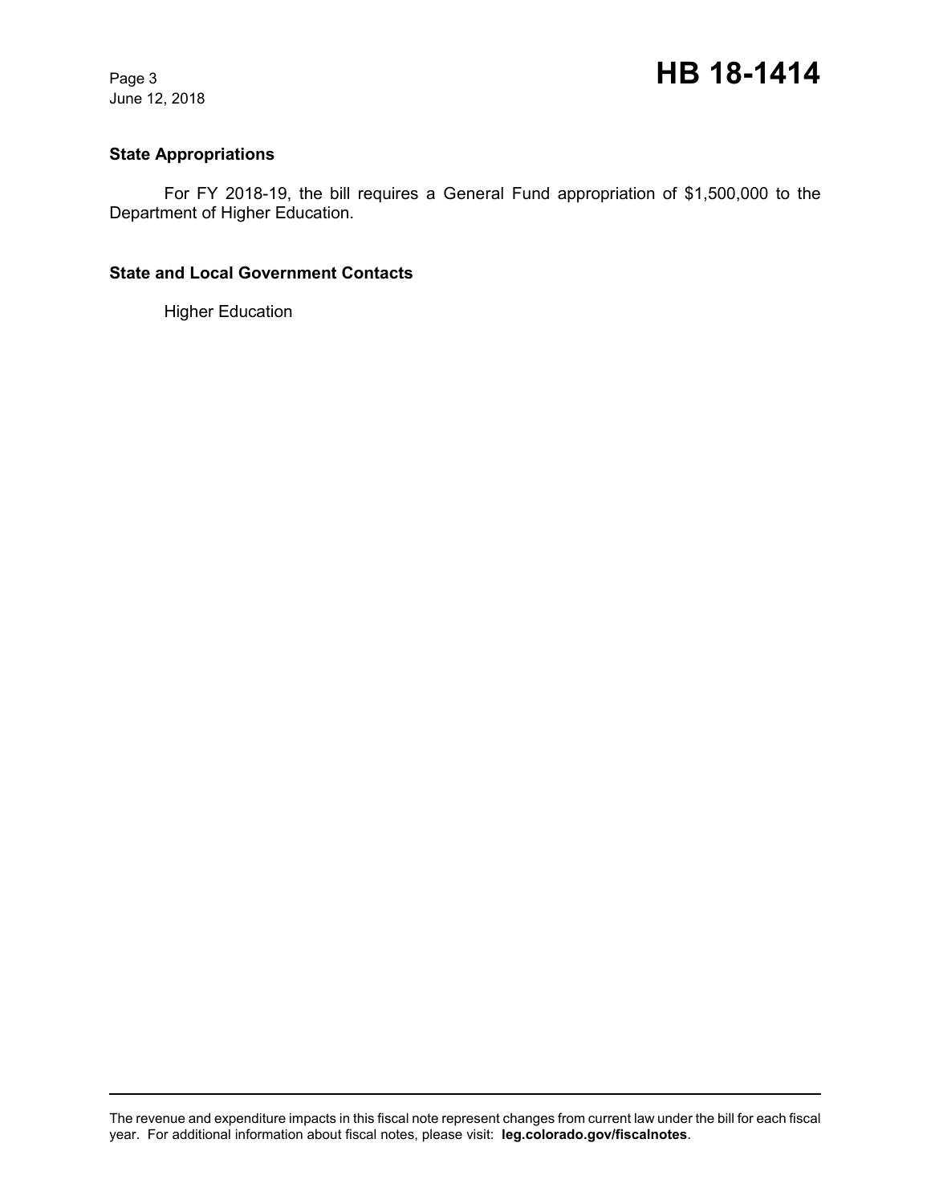### State Appropriations

For FY 2018-19, the bill requires a General Fund appropriation of $1,500,000 to the Department of Higher Education.

### State and Local Government Contacts

Higher Education

The revenue and expenditure impacts in this fiscal note represent changes from current law under the bill for each fiscal year. For additional information about fiscal notes, please visit: **leg.colorado.gov/fiscalnotes**.